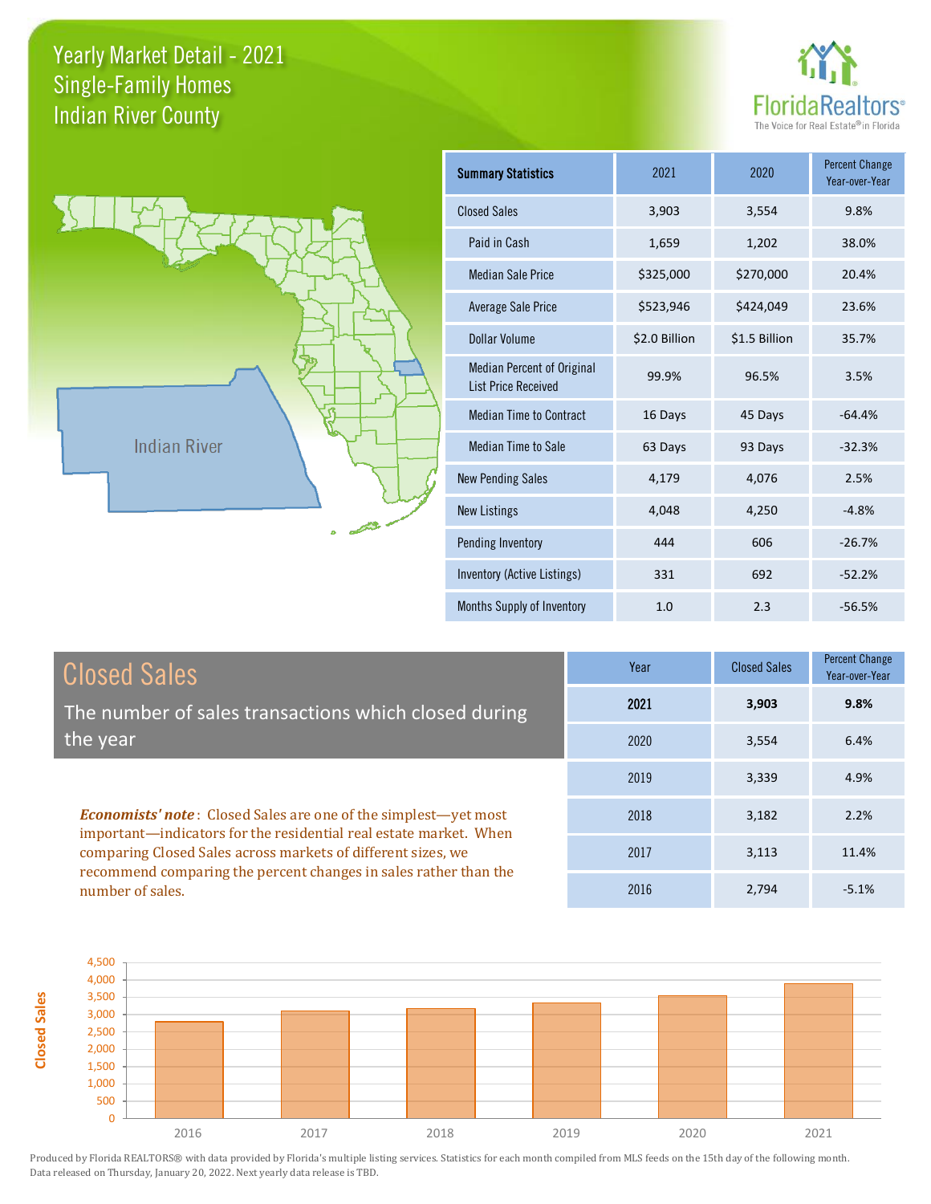# Yearly Market Detail - 2021
## Single-Family Homes
## Indian River County

FloridaRealtors®
The Voice for Real Estate® in Florida

Indian River

| Summary Statistics | 2021 | 2020 | Percent Change Year-over-Year |
|---|---|---|---|
| Closed Sales | 3,903 | 3,554 | 9.8% |
| Paid in Cash | 1,659 | 1,202 | 38.0% |
| Median Sale Price | $325,000 | $270,000 | 20.4% |
| Average Sale Price | $523,946 | $424,049 | 23.6% |
| Dollar Volume | $2.0 Billion | $1.5 Billion | 35.7% |
| Median Percent of Original List Price Received | 99.9% | 96.5% | 3.5% |
| Median Time to Contract | 16 Days | 45 Days | -64.4% |
| Median Time to Sale | 63 Days | 93 Days | -32.3% |
| New Pending Sales | 4,179 | 4,076 | 2.5% |
| New Listings | 4,048 | 4,250 | -4.8% |
| Pending Inventory | 444 | 606 | -26.7% |
| Inventory (Active Listings) | 331 | 692 | -52.2% |
| Months Supply of Inventory | 1.0 | 2.3 | -56.5% |

## Closed Sales

The number of sales transactions which closed during the year

***Economists' note***: Closed Sales are one of the simplest—yet most important—indicators for the residential real estate market. When comparing Closed Sales across markets of different sizes, we recommend comparing the percent changes in sales rather than the number of sales.

| Year | Closed Sales | Percent Change Year-over-Year |
|---|---|---|
| **2021** | **3,903** | **9.8%** |
| 2020 | 3,554 | 6.4% |
| 2019 | 3,339 | 4.9% |
| 2018 | 3,182 | 2.2% |
| 2017 | 3,113 | 11.4% |
| 2016 | 2,794 | -5.1% |

Produced by Florida REALTORS® with data provided by Florida's multiple listing services. Statistics for each month compiled from MLS feeds on the 15th day of the following month. Data released on Thursday, January 20, 2022. Next yearly data release is TBD.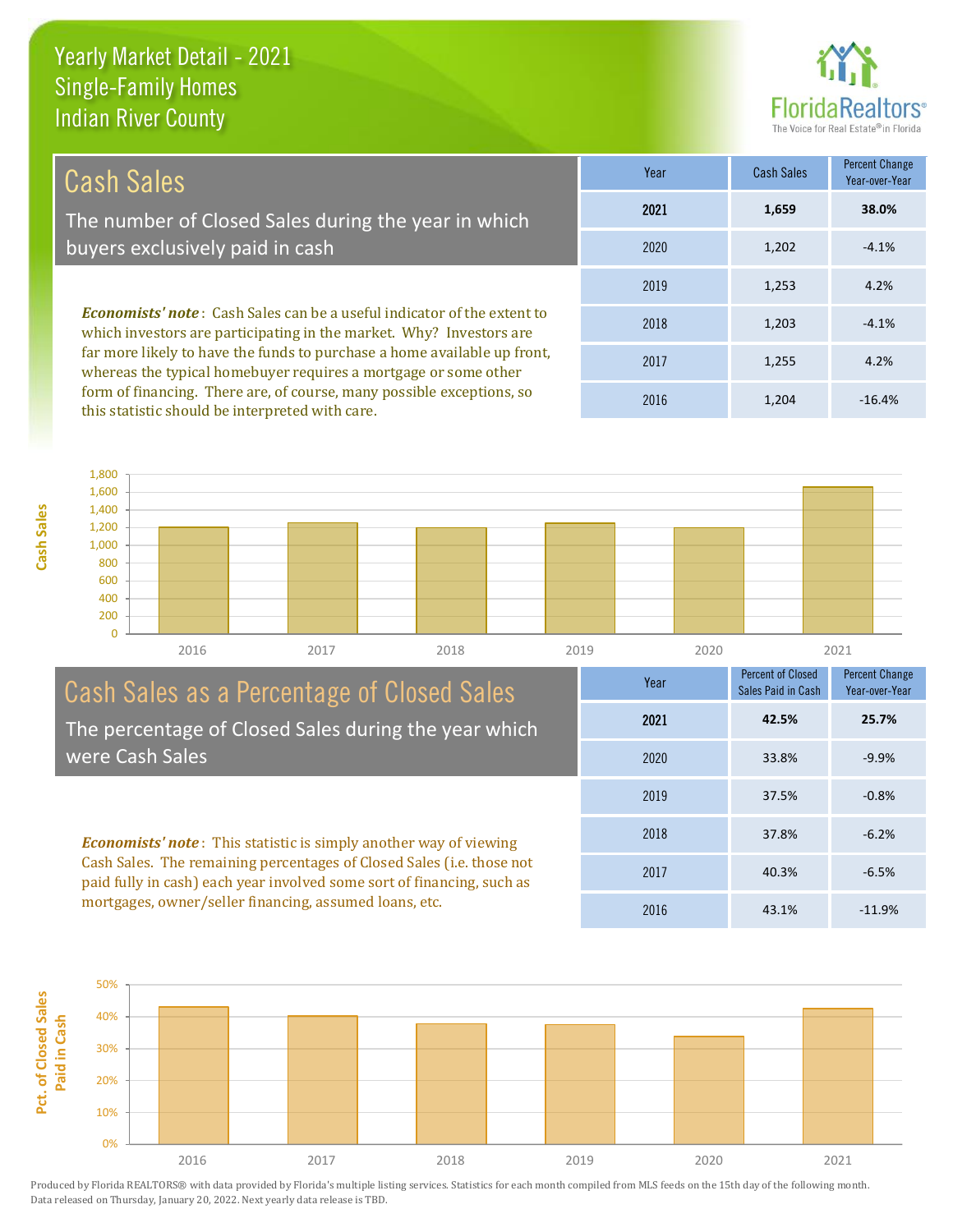# Yearly Market Detail - 2021
## Single-Family Homes
## Indian River County

## Cash Sales

The number of Closed Sales during the year in which buyers exclusively paid in cash

***Economists' note***: Cash Sales can be a useful indicator of the extent to which investors are participating in the market. Why? Investors are far more likely to have the funds to purchase a home available up front, whereas the typical homebuyer requires a mortgage or some other form of financing. There are, of course, many possible exceptions, so this statistic should be interpreted with care.

| Year | Cash Sales | Percent Change Year-over-Year |
|---|---|---|
| **2021** | **1,659** | **38.0%** |
| 2020 | 1,202 | -4.1% |
| 2019 | 1,253 | 4.2% |
| 2018 | 1,203 | -4.1% |
| 2017 | 1,255 | 4.2% |
| 2016 | 1,204 | -16.4% |

## Cash Sales as a Percentage of Closed Sales

The percentage of Closed Sales during the year which were Cash Sales

***Economists' note***: This statistic is simply another way of viewing Cash Sales. The remaining percentages of Closed Sales (i.e. those not paid fully in cash) each year involved some sort of financing, such as mortgages, owner/seller financing, assumed loans, etc.

| Year | Percent of Closed Sales Paid in Cash | Percent Change Year-over-Year |
|---|---|---|
| **2021** | **42.5%** | **25.7%** |
| 2020 | 33.8% | -9.9% |
| 2019 | 37.5% | -0.8% |
| 2018 | 37.8% | -6.2% |
| 2017 | 40.3% | -6.5% |
| 2016 | 43.1% | -11.9% |

Produced by Florida REALTORS® with data provided by Florida's multiple listing services. Statistics for each month compiled from MLS feeds on the 15th day of the following month. Data released on Thursday, January 20, 2022. Next yearly data release is TBD.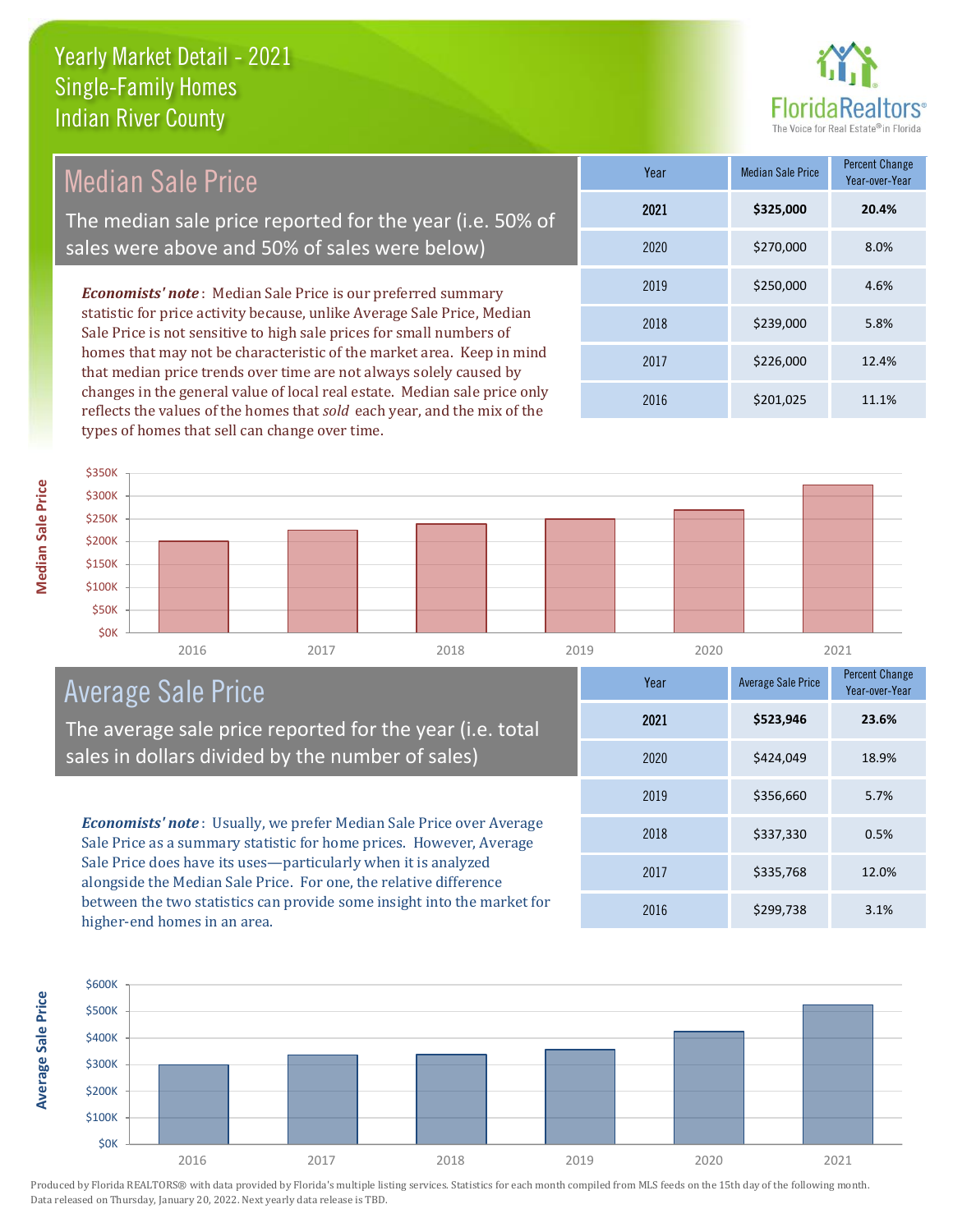# Yearly Market Detail - 2021
## Single-Family Homes
## Indian River County

## Median Sale Price

The median sale price reported for the year (i.e. 50% of sales were above and 50% of sales were below)

***Economists' note***: Median Sale Price is our preferred summary statistic for price activity because, unlike Average Sale Price, Median Sale Price is not sensitive to high sale prices for small numbers of homes that may not be characteristic of the market area. Keep in mind that median price trends over time are not always solely caused by changes in the general value of local real estate. Median sale price only reflects the values of the homes that *sold* each year, and the mix of the types of homes that sell can change over time.

| Year | Median Sale Price | Percent Change Year-over-Year |
|---|---|---|
| **2021** | **$325,000** | **20.4%** |
| 2020 | $270,000 | 8.0% |
| 2019 | $250,000 | 4.6% |
| 2018 | $239,000 | 5.8% |
| 2017 | $226,000 | 12.4% |
| 2016 | $201,025 | 11.1% |

## Average Sale Price

The average sale price reported for the year (i.e. total sales in dollars divided by the number of sales)

***Economists' note***: Usually, we prefer Median Sale Price over Average Sale Price as a summary statistic for home prices. However, Average Sale Price does have its uses—particularly when it is analyzed alongside the Median Sale Price. For one, the relative difference between the two statistics can provide some insight into the market for higher-end homes in an area.

| Year | Average Sale Price | Percent Change Year-over-Year |
|---|---|---|
| **2021** | **$523,946** | **23.6%** |
| 2020 | $424,049 | 18.9% |
| 2019 | $356,660 | 5.7% |
| 2018 | $337,330 | 0.5% |
| 2017 | $335,768 | 12.0% |
| 2016 | $299,738 | 3.1% |

Produced by Florida REALTORS® with data provided by Florida's multiple listing services. Statistics for each month compiled from MLS feeds on the 15th day of the following month. Data released on Thursday, January 20, 2022. Next yearly data release is TBD.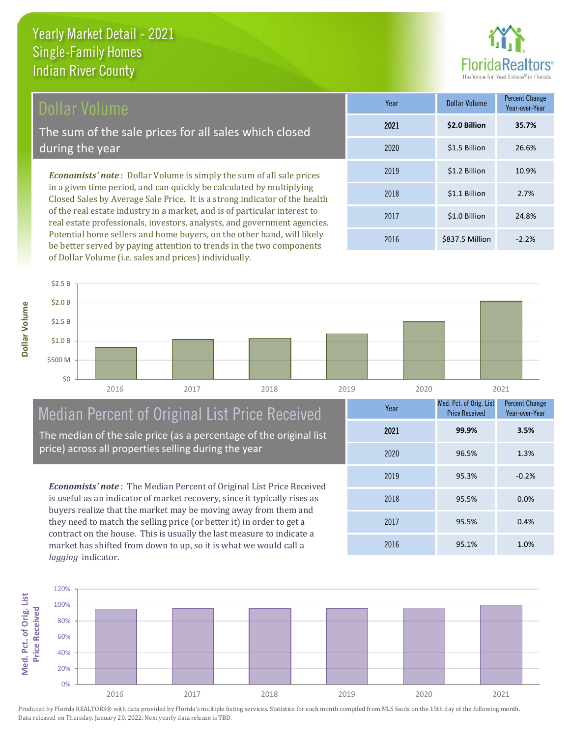# Yearly Market Detail - 2021
## Single-Family Homes
## Indian River County

## Dollar Volume

The sum of the sale prices for all sales which closed during the year

*Economists' note*: Dollar Volume is simply the sum of all sale prices in a given time period, and can quickly be calculated by multiplying Closed Sales by Average Sale Price. It is a strong indicator of the health of the real estate industry in a market, and is of particular interest to real estate professionals, investors, analysts, and government agencies. Potential home sellers and home buyers, on the other hand, will likely be better served by paying attention to trends in the two components of Dollar Volume (i.e. sales and prices) individually.

| Year | Dollar Volume | Percent Change Year-over-Year |
|---|---|---|
| **2021** | **$2.0 Billion** | **35.7%** |
| 2020 | $1.5 Billion | 26.6% |
| 2019 | $1.2 Billion | 10.9% |
| 2018 | $1.1 Billion | 2.7% |
| 2017 | $1.0 Billion | 24.8% |
| 2016 | $837.5 Million | -2.2% |

## Median Percent of Original List Price Received

The median of the sale price (as a percentage of the original list price) across all properties selling during the year

*Economists' note*: The Median Percent of Original List Price Received is useful as an indicator of market recovery, since it typically rises as buyers realize that the market may be moving away from them and they need to match the selling price (or better it) in order to get a contract on the house. This is usually the last measure to indicate a market has shifted from down to up, so it is what we would call a *lagging* indicator.

| Year | Med. Pct. of Orig. List Price Received | Percent Change Year-over-Year |
|---|---|---|
| **2021** | **99.9%** | **3.5%** |
| 2020 | 96.5% | 1.3% |
| 2019 | 95.3% | -0.2% |
| 2018 | 95.5% | 0.0% |
| 2017 | 95.5% | 0.4% |
| 2016 | 95.1% | 1.0% |

Produced by Florida REALTORS® with data provided by Florida's multiple listing services. Statistics for each month compiled from MLS feeds on the 15th day of the following month. Data released on Thursday, January 20, 2022. Next yearly data release is TBD.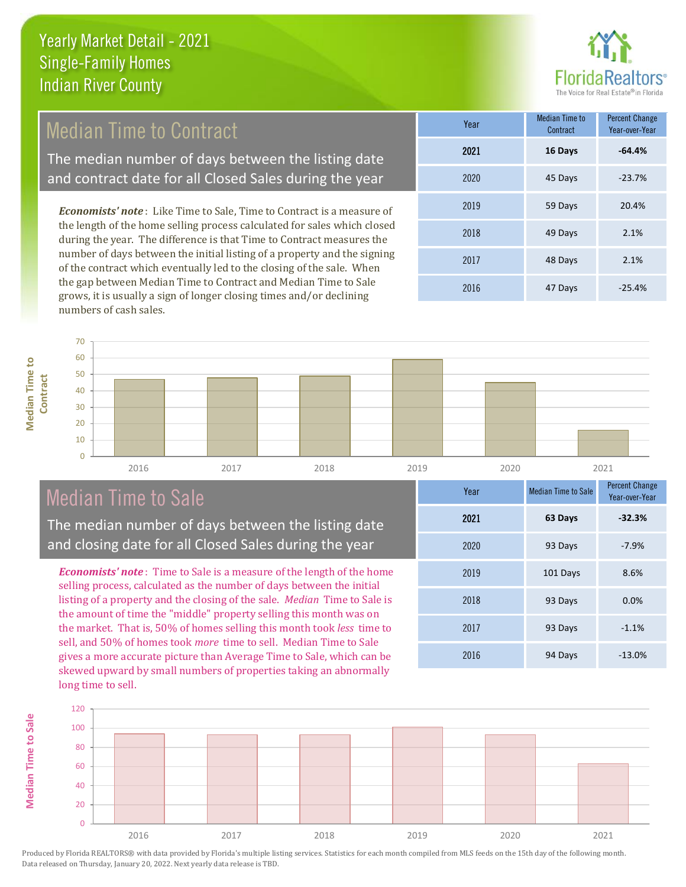# Yearly Market Detail - 2021
## Single-Family Homes
## Indian River County

## Median Time to Contract

The median number of days between the listing date and contract date for all Closed Sales during the year

*Economists' note*: Like Time to Sale, Time to Contract is a measure of the length of the home selling process calculated for sales which closed during the year. The difference is that Time to Contract measures the number of days between the initial listing of a property and the signing of the contract which eventually led to the closing of the sale. When the gap between Median Time to Contract and Median Time to Sale grows, it is usually a sign of longer closing times and/or declining numbers of cash sales.

| Year | Median Time to Contract | Percent Change Year-over-Year |
|---|---|---|
| **2021** | **16 Days** | **-64.4%** |
| 2020 | 45 Days | -23.7% |
| 2019 | 59 Days | 20.4% |
| 2018 | 49 Days | 2.1% |
| 2017 | 48 Days | 2.1% |
| 2016 | 47 Days | -25.4% |

## Median Time to Sale

The median number of days between the listing date and closing date for all Closed Sales during the year

*Economists' note*: Time to Sale is a measure of the length of the home selling process, calculated as the number of days between the initial listing of a property and the closing of the sale. *Median* Time to Sale is the amount of time the "middle" property selling this month was on the market. That is, 50% of homes selling this month took *less* time to sell, and 50% of homes took *more* time to sell. Median Time to Sale gives a more accurate picture than Average Time to Sale, which can be skewed upward by small numbers of properties taking an abnormally long time to sell.

| Year | Median Time to Sale | Percent Change Year-over-Year |
|---|---|---|
| **2021** | **63 Days** | **-32.3%** |
| 2020 | 93 Days | -7.9% |
| 2019 | 101 Days | 8.6% |
| 2018 | 93 Days | 0.0% |
| 2017 | 93 Days | -1.1% |
| 2016 | 94 Days | -13.0% |

Produced by Florida REALTORS® with data provided by Florida's multiple listing services. Statistics for each month compiled from MLS feeds on the 15th day of the following month. Data released on Thursday, January 20, 2022. Next yearly data release is TBD.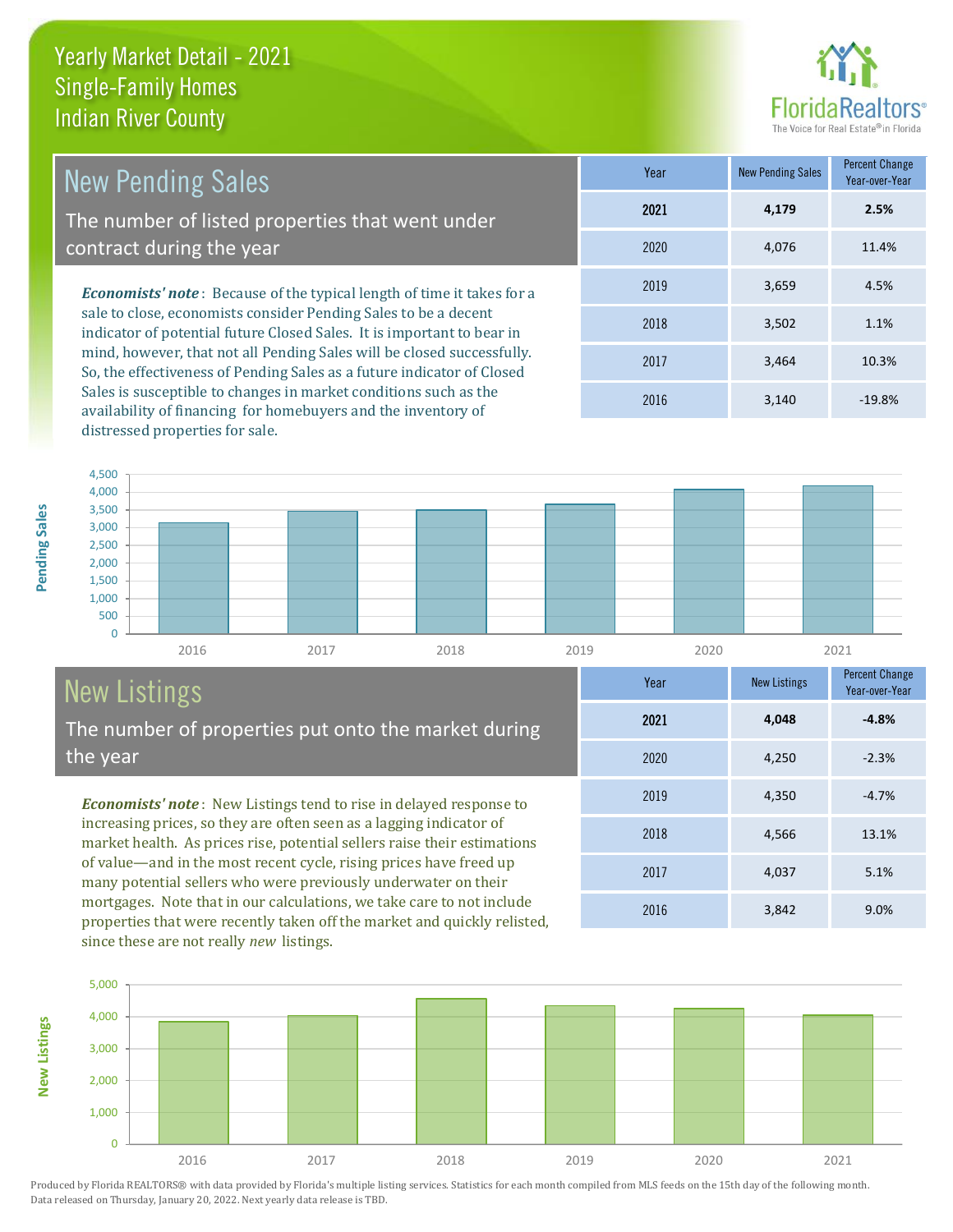# Yearly Market Detail - 2021
## Single-Family Homes
## Indian River County

## New Pending Sales

The number of listed properties that went under contract during the year

***Economists' note***: Because of the typical length of time it takes for a sale to close, economists consider Pending Sales to be a decent indicator of potential future Closed Sales. It is important to bear in mind, however, that not all Pending Sales will be closed successfully. So, the effectiveness of Pending Sales as a future indicator of Closed Sales is susceptible to changes in market conditions such as the availability of financing for homebuyers and the inventory of distressed properties for sale.

| Year | New Pending Sales | Percent Change Year-over-Year |
|---|---|---|
| **2021** | **4,179** | **2.5%** |
| 2020 | 4,076 | 11.4% |
| 2019 | 3,659 | 4.5% |
| 2018 | 3,502 | 1.1% |
| 2017 | 3,464 | 10.3% |
| 2016 | 3,140 | -19.8% |

## New Listings

The number of properties put onto the market during the year

***Economists' note***: New Listings tend to rise in delayed response to increasing prices, so they are often seen as a lagging indicator of market health. As prices rise, potential sellers raise their estimations of value—and in the most recent cycle, rising prices have freed up many potential sellers who were previously underwater on their mortgages. Note that in our calculations, we take care to not include properties that were recently taken off the market and quickly relisted, since these are not really *new* listings.

| Year | New Listings | Percent Change Year-over-Year |
|---|---|---|
| **2021** | **4,048** | **-4.8%** |
| 2020 | 4,250 | -2.3% |
| 2019 | 4,350 | -4.7% |
| 2018 | 4,566 | 13.1% |
| 2017 | 4,037 | 5.1% |
| 2016 | 3,842 | 9.0% |

Produced by Florida REALTORS® with data provided by Florida's multiple listing services. Statistics for each month compiled from MLS feeds on the 15th day of the following month. Data released on Thursday, January 20, 2022. Next yearly data release is TBD.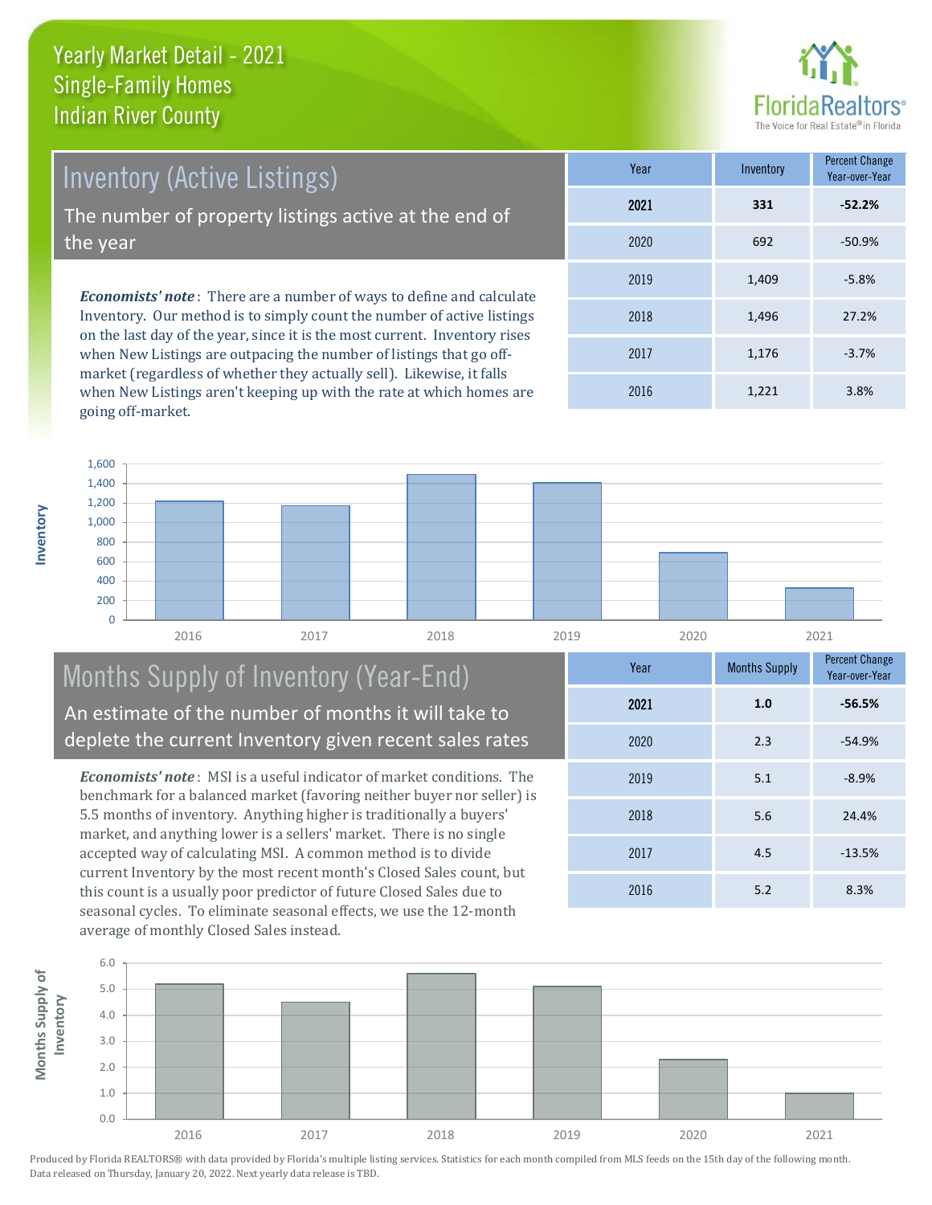# Yearly Market Detail - 2021
## Single-Family Homes
## Indian River County

## Inventory (Active Listings)

The number of property listings active at the end of the year

*Economists' note*: There are a number of ways to define and calculate Inventory. Our method is to simply count the number of active listings on the last day of the year, since it is the most current. Inventory rises when New Listings are outpacing the number of listings that go off-market (regardless of whether they actually sell). Likewise, it falls when New Listings aren't keeping up with the rate at which homes are going off-market.

| Year | Inventory | Percent Change Year-over-Year |
|---|---|---|
| **2021** | **331** | **-52.2%** |
| 2020 | 692 | -50.9% |
| 2019 | 1,409 | -5.8% |
| 2018 | 1,496 | 27.2% |
| 2017 | 1,176 | -3.7% |
| 2016 | 1,221 | 3.8% |

## Months Supply of Inventory (Year-End)

An estimate of the number of months it will take to deplete the current Inventory given recent sales rates

*Economists' note*: MSI is a useful indicator of market conditions. The benchmark for a balanced market (favoring neither buyer nor seller) is 5.5 months of inventory. Anything higher is traditionally a buyers' market, and anything lower is a sellers' market. There is no single accepted way of calculating MSI. A common method is to divide current Inventory by the most recent month's Closed Sales count, but this count is a usually poor predictor of future Closed Sales due to seasonal cycles. To eliminate seasonal effects, we use the 12-month average of monthly Closed Sales instead.

| Year | Months Supply | Percent Change Year-over-Year |
|---|---|---|
| **2021** | **1.0** | **-56.5%** |
| 2020 | 2.3 | -54.9% |
| 2019 | 5.1 | -8.9% |
| 2018 | 5.6 | 24.4% |
| 2017 | 4.5 | -13.5% |
| 2016 | 5.2 | 8.3% |

Produced by Florida REALTORS® with data provided by Florida's multiple listing services. Statistics for each month compiled from MLS feeds on the 15th day of the following month. Data released on Thursday, January 20, 2022. Next yearly data release is TBD.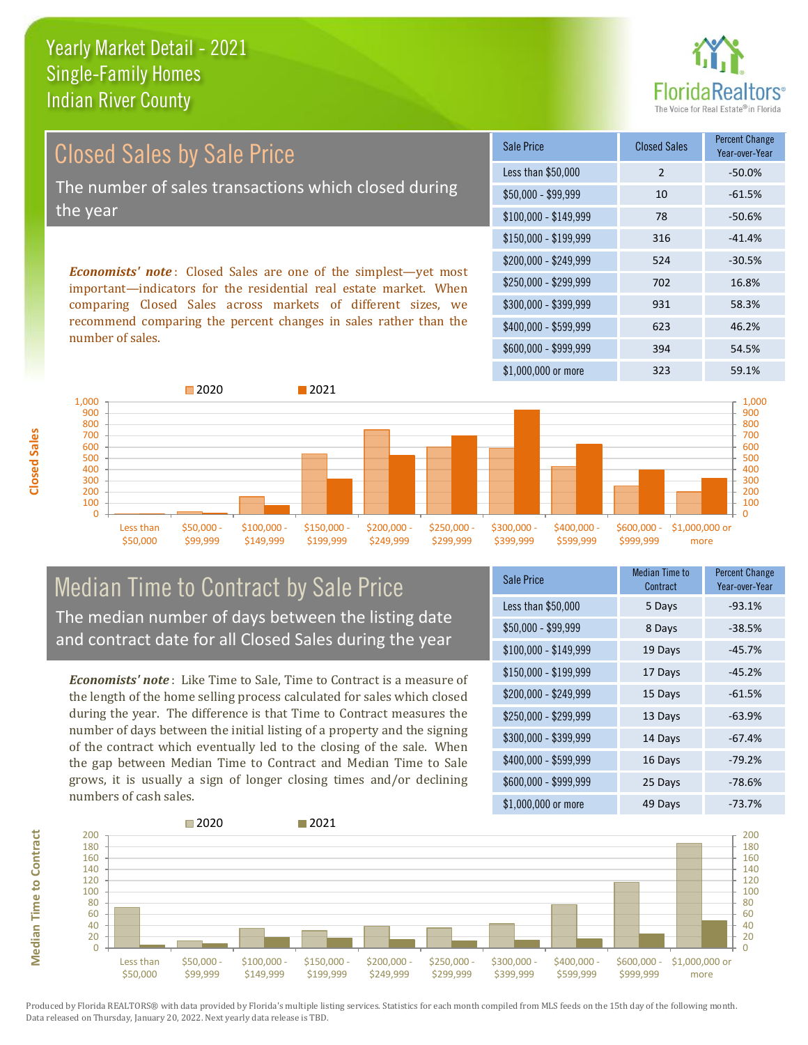# Yearly Market Detail - 2021
## Single-Family Homes
## Indian River County

## Closed Sales by Sale Price

The number of sales transactions which closed during the year

***Economists' note***: Closed Sales are one of the simplest—yet most important—indicators for the residential real estate market. When comparing Closed Sales across markets of different sizes, we recommend comparing the percent changes in sales rather than the number of sales.

| Sale Price | Closed Sales | Percent Change Year-over-Year |
|---|---|---|
| Less than $50,000 | 2 | -50.0% |
| $50,000 - $99,999 | 10 | -61.5% |
| $100,000 - $149,999 | 78 | -50.6% |
| $150,000 - $199,999 | 316 | -41.4% |
| $200,000 - $249,999 | 524 | -30.5% |
| $250,000 - $299,999 | 702 | 16.8% |
| $300,000 - $399,999 | 931 | 58.3% |
| $400,000 - $599,999 | 623 | 46.2% |
| $600,000 - $999,999 | 394 | 54.5% |
| $1,000,000 or more | 323 | 59.1% |

## Median Time to Contract by Sale Price

The median number of days between the listing date and contract date for all Closed Sales during the year

***Economists' note***: Like Time to Sale, Time to Contract is a measure of the length of the home selling process calculated for sales which closed during the year. The difference is that Time to Contract measures the number of days between the initial listing of a property and the signing of the contract which eventually led to the closing of the sale. When the gap between Median Time to Contract and Median Time to Sale grows, it is usually a sign of longer closing times and/or declining numbers of cash sales.

| Sale Price | Median Time to Contract | Percent Change Year-over-Year |
|---|---|---|
| Less than $50,000 | 5 Days | -93.1% |
| $50,000 - $99,999 | 8 Days | -38.5% |
| $100,000 - $149,999 | 19 Days | -45.7% |
| $150,000 - $199,999 | 17 Days | -45.2% |
| $200,000 - $249,999 | 15 Days | -61.5% |
| $250,000 - $299,999 | 13 Days | -63.9% |
| $300,000 - $399,999 | 14 Days | -67.4% |
| $400,000 - $599,999 | 16 Days | -79.2% |
| $600,000 - $999,999 | 25 Days | -78.6% |
| $1,000,000 or more | 49 Days | -73.7% |

Produced by Florida REALTORS® with data provided by Florida's multiple listing services. Statistics for each month compiled from MLS feeds on the 15th day of the following month. Data released on Thursday, January 20, 2022. Next yearly data release is TBD.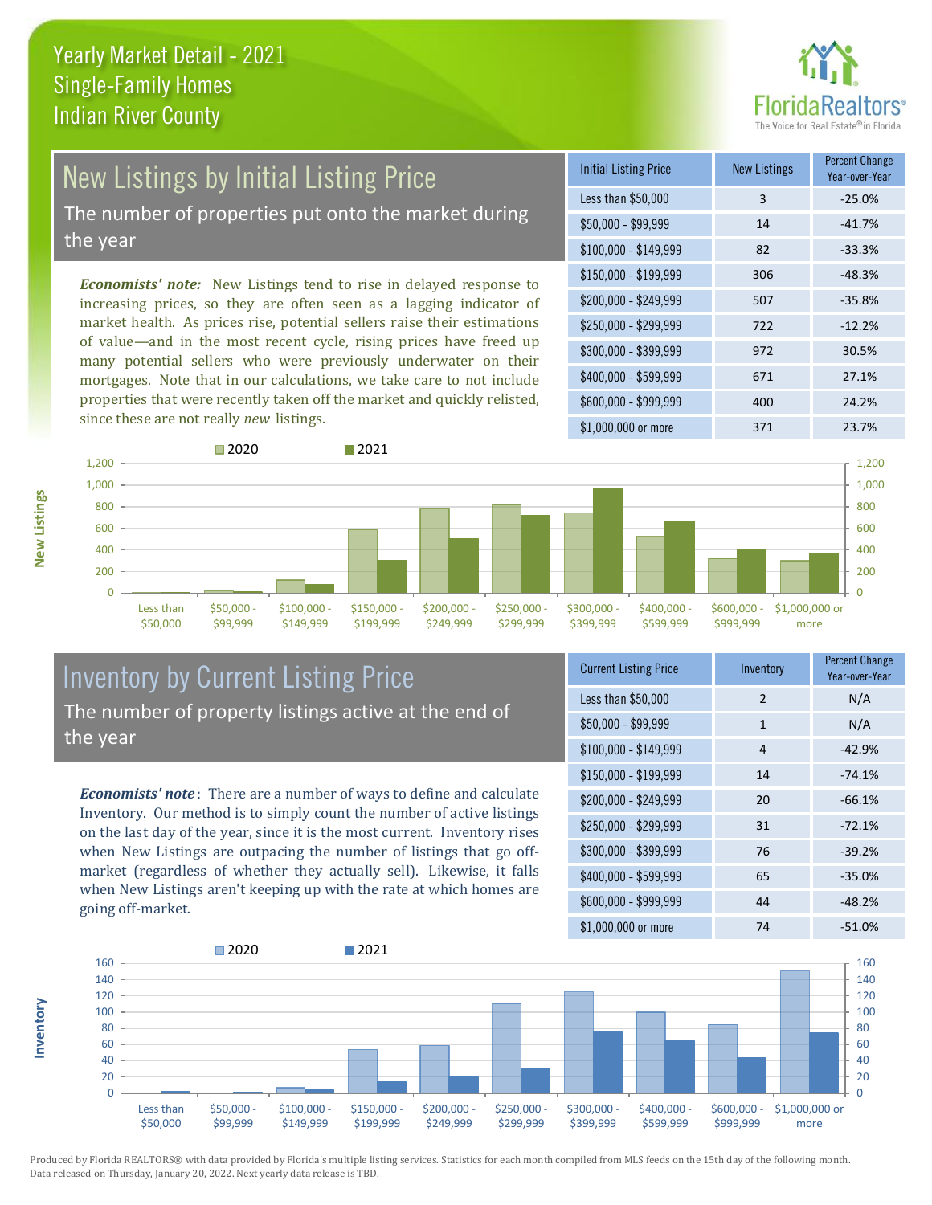# Yearly Market Detail - 2021
## Single-Family Homes
## Indian River County

## New Listings by Initial Listing Price

The number of properties put onto the market during the year

*Economists' note:* New Listings tend to rise in delayed response to increasing prices, so they are often seen as a lagging indicator of market health. As prices rise, potential sellers raise their estimations of value—and in the most recent cycle, rising prices have freed up many potential sellers who were previously underwater on their mortgages. Note that in our calculations, we take care to not include properties that were recently taken off the market and quickly relisted, since these are not really *new* listings.

| Initial Listing Price | New Listings | Percent Change Year-over-Year |
|---|---|---|
| Less than $50,000 | 3 | -25.0% |
| $50,000 - $99,999 | 14 | -41.7% |
| $100,000 - $149,999 | 82 | -33.3% |
| $150,000 - $199,999 | 306 | -48.3% |
| $200,000 - $249,999 | 507 | -35.8% |
| $250,000 - $299,999 | 722 | -12.2% |
| $300,000 - $399,999 | 972 | 30.5% |
| $400,000 - $599,999 | 671 | 27.1% |
| $600,000 - $999,999 | 400 | 24.2% |
| $1,000,000 or more | 371 | 23.7% |

## Inventory by Current Listing Price

The number of property listings active at the end of the year

*Economists' note*: There are a number of ways to define and calculate Inventory. Our method is to simply count the number of active listings on the last day of the year, since it is the most current. Inventory rises when New Listings are outpacing the number of listings that go off-market (regardless of whether they actually sell). Likewise, it falls when New Listings aren't keeping up with the rate at which homes are going off-market.

| Current Listing Price | Inventory | Percent Change Year-over-Year |
|---|---|---|
| Less than $50,000 | 2 | N/A |
| $50,000 - $99,999 | 1 | N/A |
| $100,000 - $149,999 | 4 | -42.9% |
| $150,000 - $199,999 | 14 | -74.1% |
| $200,000 - $249,999 | 20 | -66.1% |
| $250,000 - $299,999 | 31 | -72.1% |
| $300,000 - $399,999 | 76 | -39.2% |
| $400,000 - $599,999 | 65 | -35.0% |
| $600,000 - $999,999 | 44 | -48.2% |
| $1,000,000 or more | 74 | -51.0% |

Produced by Florida REALTORS® with data provided by Florida's multiple listing services. Statistics for each month compiled from MLS feeds on the 15th day of the following month. Data released on Thursday, January 20, 2022. Next yearly data release is TBD.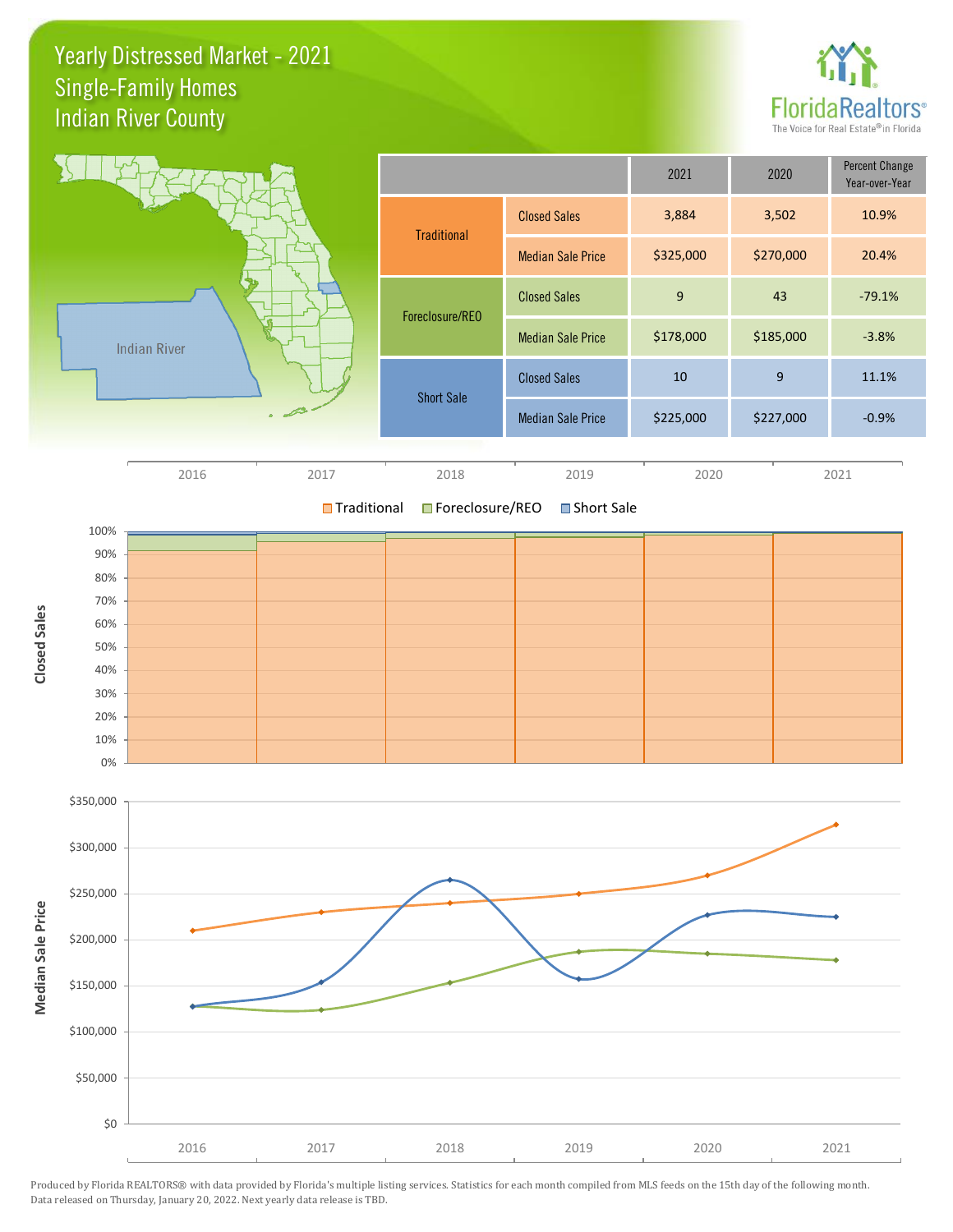# Yearly Distressed Market - 2021
## Single-Family Homes
## Indian River County

FloridaRealtors®
The Voice for Real Estate® in Florida

Indian River

| | | 2021 | 2020 | Percent Change Year-over-Year |
|---|---|---|---|---|
| Traditional | Closed Sales | 3,884 | 3,502 | 10.9% |
| | Median Sale Price | $325,000 | $270,000 | 20.4% |
| Foreclosure/REO | Closed Sales | 9 | 43 | -79.1% |
| | Median Sale Price | $178,000 | $185,000 | -3.8% |
| Short Sale | Closed Sales | 10 | 9 | 11.1% |
| | Median Sale Price | $225,000 | $227,000 | -0.9% |

2016 2017 2018 2019 2020 2021

Traditional Foreclosure/REO Short Sale

Closed Sales

100% 90% 80% 70% 60% 50% 40% 30% 20% 10% 0%

Median Sale Price

$350,000 $300,000 $250,000 $200,000 $150,000 $100,000 $50,000 $0

2016 2017 2018 2019 2020 2021

Produced by Florida REALTORS® with data provided by Florida's multiple listing services. Statistics for each month compiled from MLS feeds on the 15th day of the following month. Data released on Thursday, January 20, 2022. Next yearly data release is TBD.